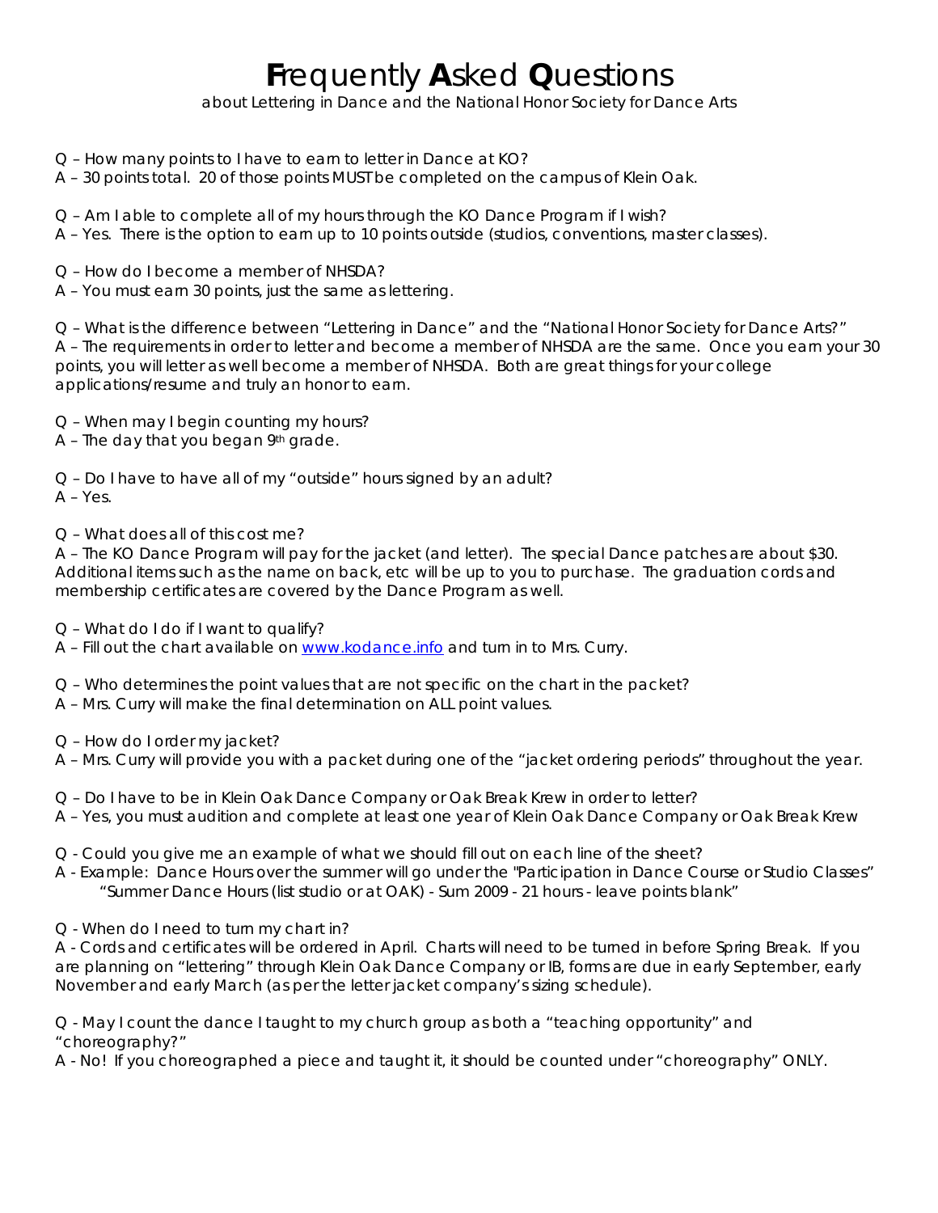# **F**requently **A**sked **Q**uestions

about Lettering in Dance and the National Honor Society for Dance Arts

Q – How many points to I have to earn to letter in Dance at KO?
A – 30 points total. 20 of those points MUST be completed on the campus of Klein Oak.

Q – Am I able to complete all of my hours through the KO Dance Program if I wish?
A – Yes. There is the option to earn up to 10 points outside (studios, conventions, master classes).

Q – How do I become a member of NHSDA?
A – You must earn 30 points, just the same as lettering.

Q – What is the difference between "Lettering in Dance" and the "National Honor Society for Dance Arts?"
A – The requirements in order to letter and become a member of NHSDA are the same. Once you earn your 30 points, you will letter as well become a member of NHSDA. Both are great things for your college applications/resume and truly an honor to earn.

Q – When may I begin counting my hours?
A – The day that you began 9th grade.

Q – Do I have to have all of my "outside" hours signed by an adult?
A – Yes.

Q – What does all of this cost me?
A – The KO Dance Program will pay for the jacket (and letter). The special Dance patches are about $30. Additional items such as the name on back, etc will be up to you to purchase. The graduation cords and membership certificates are covered by the Dance Program as well.

Q – What do I do if I want to qualify?
A – Fill out the chart available on [www.kodance.info](www.kodance.info) and turn in to Mrs. Curry.

Q – Who determines the point values that are not specific on the chart in the packet?
A – Mrs. Curry will make the final determination on ALL point values.

Q – How do I order my jacket?
A – Mrs. Curry will provide you with a packet during one of the "jacket ordering periods" throughout the year.

Q – Do I have to be in Klein Oak Dance Company or Oak Break Krew in order to letter?
A – Yes, you must audition and complete at least one year of Klein Oak Dance Company or Oak Break Krew

Q - Could you give me an example of what we should fill out on each line of the sheet?
A - Example: Dance Hours over the summer will go under the "Participation in Dance Course or Studio Classes"
"Summer Dance Hours (list studio or at OAK) - Sum 2009 - 21 hours - leave points blank"

Q - When do I need to turn my chart in?
A - Cords and certificates will be ordered in April. Charts will need to be turned in before Spring Break. If you are planning on "lettering" through Klein Oak Dance Company or IB, forms are due in early September, early November and early March (as per the letter jacket company's sizing schedule).

Q - May I count the dance I taught to my church group as both a "teaching opportunity" and "choreography?"
A - No! If you choreographed a piece and taught it, it should be counted under "choreography" ONLY.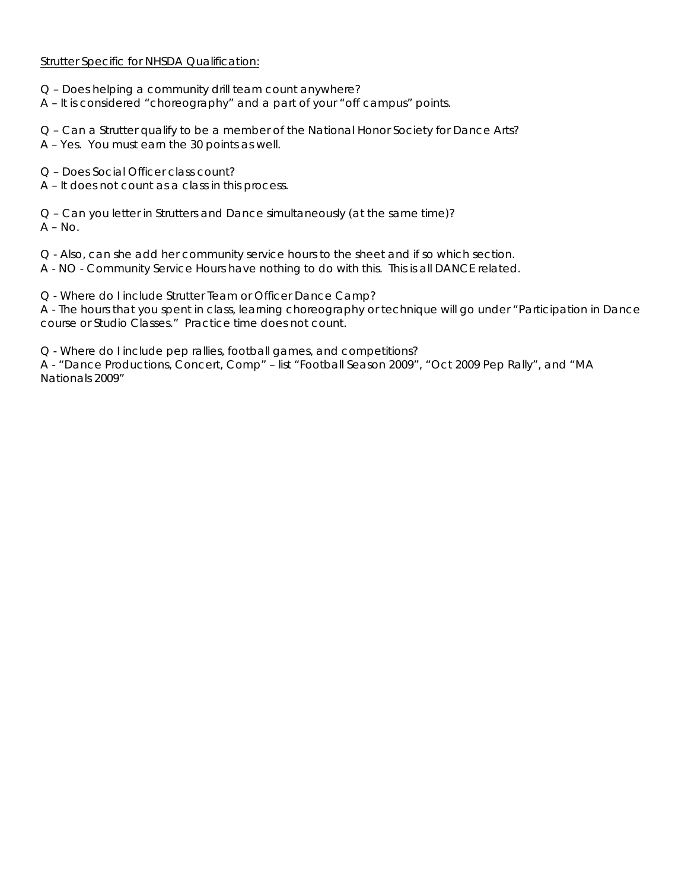<u>Strutter Specific for NHSDA Qualification:</u>

Q – Does helping a community drill team count anywhere?
A – It is considered "choreography" and a part of your "off campus" points.

Q – Can a Strutter qualify to be a member of the National Honor Society for Dance Arts?
A – Yes. You must earn the 30 points as well.

Q – Does Social Officer class count?
A – It does not count as a class in this process.

Q – Can you letter in Strutters and Dance simultaneously (at the same time)?
A – No.

Q - Also, can she add her community service hours to the sheet and if so which section.
A - NO - Community Service Hours have nothing to do with this. This is all DANCE related.

Q - Where do I include Strutter Team or Officer Dance Camp?
A - The hours that you spent in class, learning choreography or technique will go under "Participation in Dance course or Studio Classes." Practice time does not count.

Q - Where do I include pep rallies, football games, and competitions?
A - "Dance Productions, Concert, Comp" – list "Football Season 2009", "Oct 2009 Pep Rally", and "MA Nationals 2009"